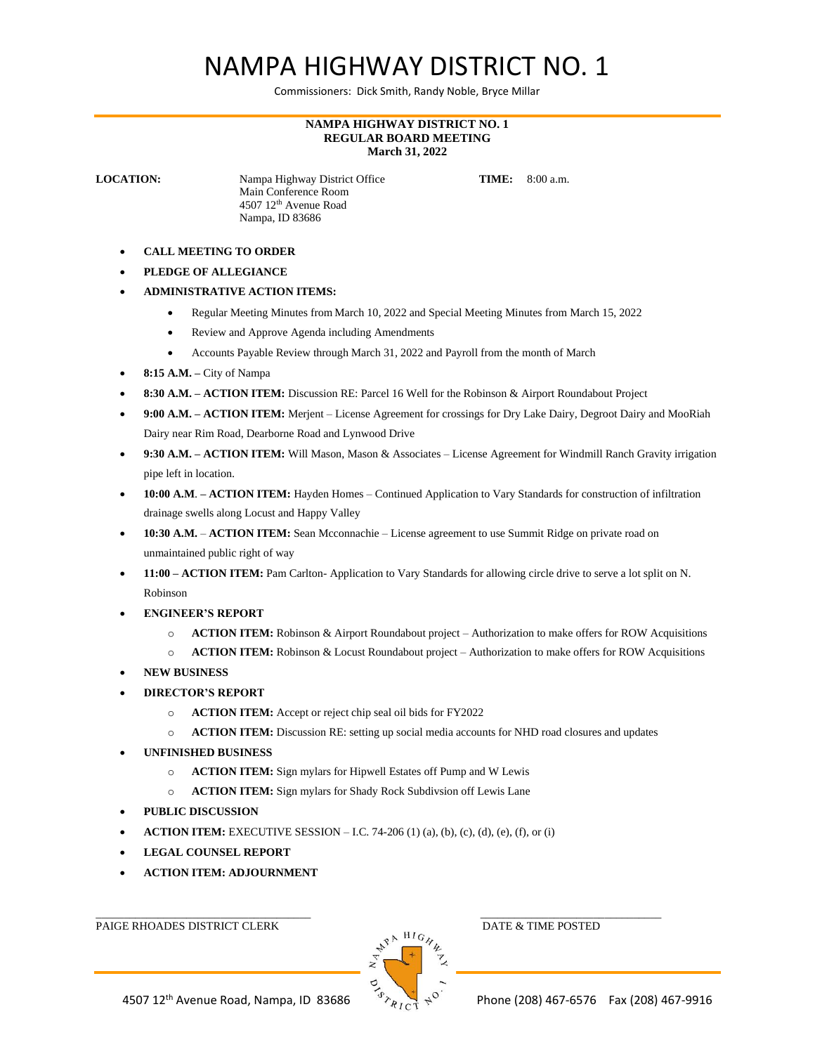# NAMPA HIGHWAY DISTRICT NO. 1

Commissioners: Dick Smith, Randy Noble, Bryce Millar

**NAMPA HIGHWAY DISTRICT NO. 1**
**REGULAR BOARD MEETING**
**March 31, 2022**

**LOCATION:** Nampa Highway District Office
Main Conference Room
4507 12th Avenue Road
Nampa, ID 83686

**TIME:** 8:00 a.m.

- **CALL MEETING TO ORDER**
- **PLEDGE OF ALLEGIANCE**
- **ADMINISTRATIVE ACTION ITEMS:**
  - Regular Meeting Minutes from March 10, 2022 and Special Meeting Minutes from March 15, 2022
  - Review and Approve Agenda including Amendments
  - Accounts Payable Review through March 31, 2022 and Payroll from the month of March
- **8:15 A.M. –** City of Nampa
- **8:30 A.M. – ACTION ITEM:** Discussion RE: Parcel 16 Well for the Robinson & Airport Roundabout Project
- **9:00 A.M. – ACTION ITEM:** Merjent – License Agreement for crossings for Dry Lake Dairy, Degroot Dairy and MooRiah Dairy near Rim Road, Dearborne Road and Lynwood Drive
- **9:30 A.M. – ACTION ITEM:** Will Mason, Mason & Associates – License Agreement for Windmill Ranch Gravity irrigation pipe left in location.
- **10:00 A.M. – ACTION ITEM:** Hayden Homes – Continued Application to Vary Standards for construction of infiltration drainage swells along Locust and Happy Valley
- **10:30 A.M.** – **ACTION ITEM:** Sean Mcconnachie – License agreement to use Summit Ridge on private road on unmaintained public right of way
- **11:00 – ACTION ITEM:** Pam Carlton- Application to Vary Standards for allowing circle drive to serve a lot split on N. Robinson
- **ENGINEER'S REPORT**
  - **ACTION ITEM:** Robinson & Airport Roundabout project – Authorization to make offers for ROW Acquisitions
  - **ACTION ITEM:** Robinson & Locust Roundabout project – Authorization to make offers for ROW Acquisitions
- **NEW BUSINESS**
- **DIRECTOR'S REPORT**
  - **ACTION ITEM:** Accept or reject chip seal oil bids for FY2022
  - **ACTION ITEM:** Discussion RE: setting up social media accounts for NHD road closures and updates
- **UNFINISHED BUSINESS**
  - **ACTION ITEM:** Sign mylars for Hipwell Estates off Pump and W Lewis
  - **ACTION ITEM:** Sign mylars for Shady Rock Subdivsion off Lewis Lane
- **PUBLIC DISCUSSION**
- **ACTION ITEM:** EXECUTIVE SESSION – I.C. 74-206 (1) (a), (b), (c), (d), (e), (f), or (i)
- **LEGAL COUNSEL REPORT**
- **ACTION ITEM: ADJOURNMENT**

\_\_\_\_\_\_\_\_\_\_\_\_\_\_\_\_\_\_\_\_\_\_\_\_\_\_\_\_\_\_\_\_\_\_
PAIGE RHOADES DISTRICT CLERK

\_\_\_\_\_\_\_\_\_\_\_\_\_\_\_\_\_\_\_\_\_\_\_\_\_\_\_\_\_\_\_\_\_\_
DATE & TIME POSTED

4507 12th Avenue Road, Nampa, ID 83686 Phone (208) 467-6576 Fax (208) 467-9916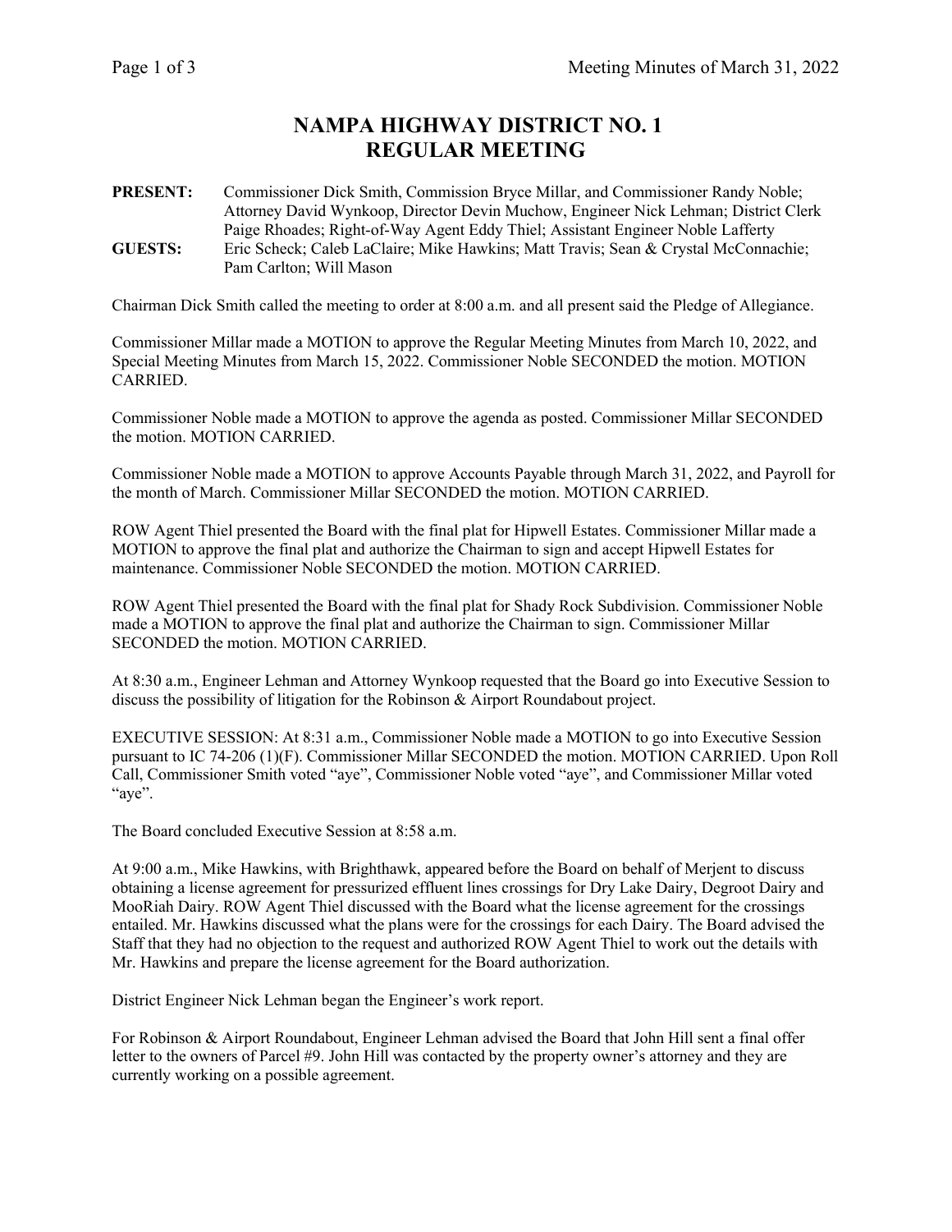# NAMPA HIGHWAY DISTRICT NO. 1
# REGULAR MEETING

**PRESENT:** Commissioner Dick Smith, Commission Bryce Millar, and Commissioner Randy Noble; Attorney David Wynkoop, Director Devin Muchow, Engineer Nick Lehman; District Clerk Paige Rhoades; Right-of-Way Agent Eddy Thiel; Assistant Engineer Noble Lafferty

**GUESTS:** Eric Scheck; Caleb LaClaire; Mike Hawkins; Matt Travis; Sean & Crystal McConnachie; Pam Carlton; Will Mason

Chairman Dick Smith called the meeting to order at 8:00 a.m. and all present said the Pledge of Allegiance.

Commissioner Millar made a MOTION to approve the Regular Meeting Minutes from March 10, 2022, and Special Meeting Minutes from March 15, 2022. Commissioner Noble SECONDED the motion. MOTION CARRIED.

Commissioner Noble made a MOTION to approve the agenda as posted. Commissioner Millar SECONDED the motion. MOTION CARRIED.

Commissioner Noble made a MOTION to approve Accounts Payable through March 31, 2022, and Payroll for the month of March. Commissioner Millar SECONDED the motion. MOTION CARRIED.

ROW Agent Thiel presented the Board with the final plat for Hipwell Estates. Commissioner Millar made a MOTION to approve the final plat and authorize the Chairman to sign and accept Hipwell Estates for maintenance. Commissioner Noble SECONDED the motion. MOTION CARRIED.

ROW Agent Thiel presented the Board with the final plat for Shady Rock Subdivision. Commissioner Noble made a MOTION to approve the final plat and authorize the Chairman to sign. Commissioner Millar SECONDED the motion. MOTION CARRIED.

At 8:30 a.m., Engineer Lehman and Attorney Wynkoop requested that the Board go into Executive Session to discuss the possibility of litigation for the Robinson & Airport Roundabout project.

EXECUTIVE SESSION: At 8:31 a.m., Commissioner Noble made a MOTION to go into Executive Session pursuant to IC 74-206 (1)(F). Commissioner Millar SECONDED the motion. MOTION CARRIED. Upon Roll Call, Commissioner Smith voted "aye", Commissioner Noble voted "aye", and Commissioner Millar voted "aye".

The Board concluded Executive Session at 8:58 a.m.

At 9:00 a.m., Mike Hawkins, with Brighthawk, appeared before the Board on behalf of Merjent to discuss obtaining a license agreement for pressurized effluent lines crossings for Dry Lake Dairy, Degroot Dairy and MooRiah Dairy. ROW Agent Thiel discussed with the Board what the license agreement for the crossings entailed. Mr. Hawkins discussed what the plans were for the crossings for each Dairy. The Board advised the Staff that they had no objection to the request and authorized ROW Agent Thiel to work out the details with Mr. Hawkins and prepare the license agreement for the Board authorization.

District Engineer Nick Lehman began the Engineer's work report.

For Robinson & Airport Roundabout, Engineer Lehman advised the Board that John Hill sent a final offer letter to the owners of Parcel #9. John Hill was contacted by the property owner's attorney and they are currently working on a possible agreement.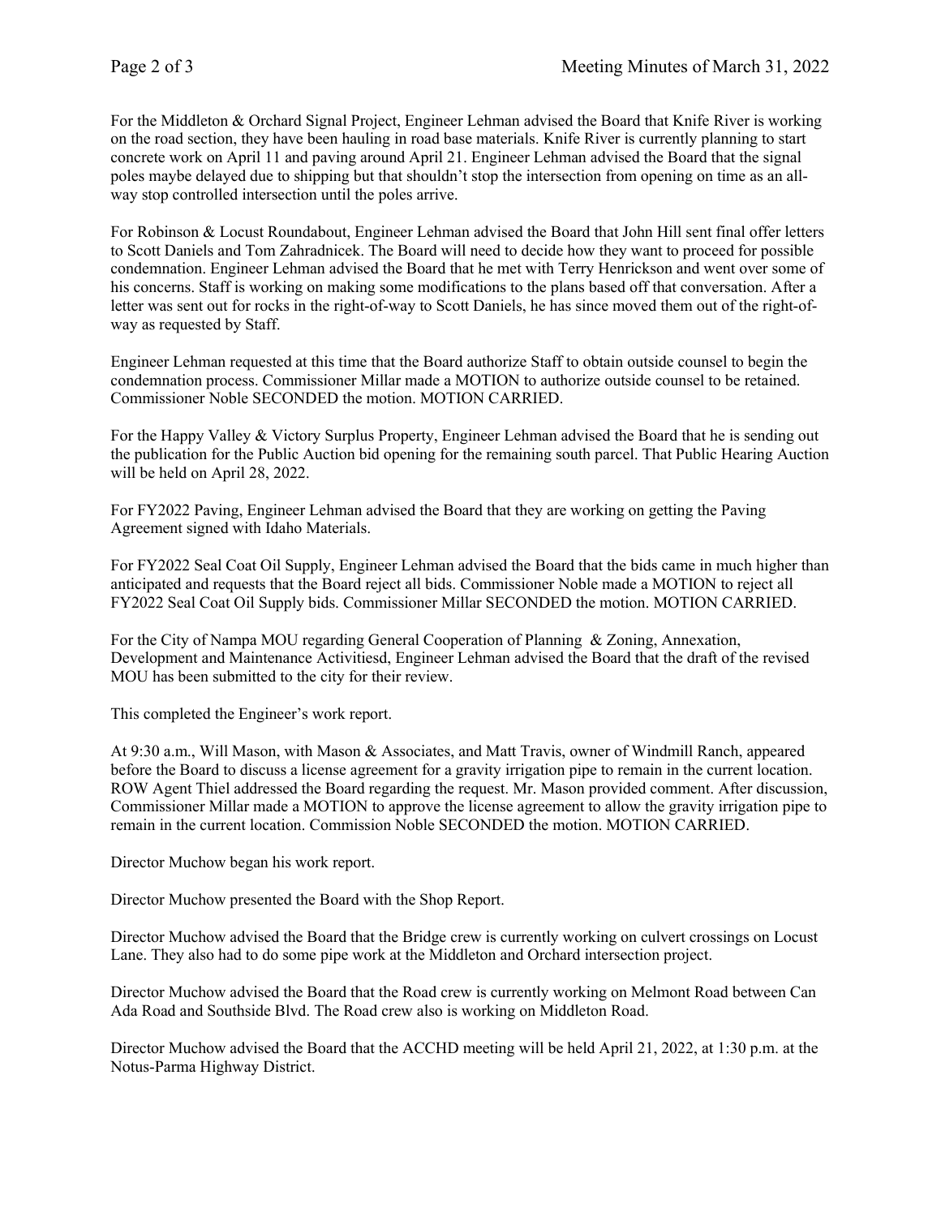For the Middleton & Orchard Signal Project, Engineer Lehman advised the Board that Knife River is working on the road section, they have been hauling in road base materials. Knife River is currently planning to start concrete work on April 11 and paving around April 21. Engineer Lehman advised the Board that the signal poles maybe delayed due to shipping but that shouldn't stop the intersection from opening on time as an all-way stop controlled intersection until the poles arrive.

For Robinson & Locust Roundabout, Engineer Lehman advised the Board that John Hill sent final offer letters to Scott Daniels and Tom Zahradnicek. The Board will need to decide how they want to proceed for possible condemnation. Engineer Lehman advised the Board that he met with Terry Henrickson and went over some of his concerns. Staff is working on making some modifications to the plans based off that conversation. After a letter was sent out for rocks in the right-of-way to Scott Daniels, he has since moved them out of the right-of-way as requested by Staff.

Engineer Lehman requested at this time that the Board authorize Staff to obtain outside counsel to begin the condemnation process. Commissioner Millar made a MOTION to authorize outside counsel to be retained. Commissioner Noble SECONDED the motion. MOTION CARRIED.

For the Happy Valley & Victory Surplus Property, Engineer Lehman advised the Board that he is sending out the publication for the Public Auction bid opening for the remaining south parcel. That Public Hearing Auction will be held on April 28, 2022.

For FY2022 Paving, Engineer Lehman advised the Board that they are working on getting the Paving Agreement signed with Idaho Materials.

For FY2022 Seal Coat Oil Supply, Engineer Lehman advised the Board that the bids came in much higher than anticipated and requests that the Board reject all bids. Commissioner Noble made a MOTION to reject all FY2022 Seal Coat Oil Supply bids. Commissioner Millar SECONDED the motion. MOTION CARRIED.

For the City of Nampa MOU regarding General Cooperation of Planning & Zoning, Annexation, Development and Maintenance Activitiesd, Engineer Lehman advised the Board that the draft of the revised MOU has been submitted to the city for their review.

This completed the Engineer's work report.

At 9:30 a.m., Will Mason, with Mason & Associates, and Matt Travis, owner of Windmill Ranch, appeared before the Board to discuss a license agreement for a gravity irrigation pipe to remain in the current location. ROW Agent Thiel addressed the Board regarding the request. Mr. Mason provided comment. After discussion, Commissioner Millar made a MOTION to approve the license agreement to allow the gravity irrigation pipe to remain in the current location. Commission Noble SECONDED the motion. MOTION CARRIED.

Director Muchow began his work report.

Director Muchow presented the Board with the Shop Report.

Director Muchow advised the Board that the Bridge crew is currently working on culvert crossings on Locust Lane. They also had to do some pipe work at the Middleton and Orchard intersection project.

Director Muchow advised the Board that the Road crew is currently working on Melmont Road between Can Ada Road and Southside Blvd. The Road crew also is working on Middleton Road.

Director Muchow advised the Board that the ACCHD meeting will be held April 21, 2022, at 1:30 p.m. at the Notus-Parma Highway District.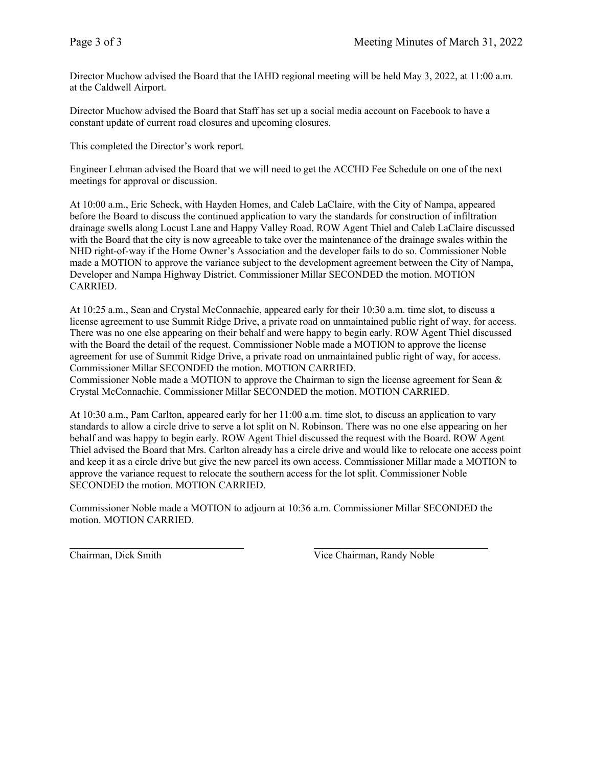Director Muchow advised the Board that the IAHD regional meeting will be held May 3, 2022, at 11:00 a.m. at the Caldwell Airport.

Director Muchow advised the Board that Staff has set up a social media account on Facebook to have a constant update of current road closures and upcoming closures.

This completed the Director's work report.

Engineer Lehman advised the Board that we will need to get the ACCHD Fee Schedule on one of the next meetings for approval or discussion.

At 10:00 a.m., Eric Scheck, with Hayden Homes, and Caleb LaClaire, with the City of Nampa, appeared before the Board to discuss the continued application to vary the standards for construction of infiltration drainage swells along Locust Lane and Happy Valley Road. ROW Agent Thiel and Caleb LaClaire discussed with the Board that the city is now agreeable to take over the maintenance of the drainage swales within the NHD right-of-way if the Home Owner's Association and the developer fails to do so. Commissioner Noble made a MOTION to approve the variance subject to the development agreement between the City of Nampa, Developer and Nampa Highway District. Commissioner Millar SECONDED the motion. MOTION CARRIED.

At 10:25 a.m., Sean and Crystal McConnachie, appeared early for their 10:30 a.m. time slot, to discuss a license agreement to use Summit Ridge Drive, a private road on unmaintained public right of way, for access. There was no one else appearing on their behalf and were happy to begin early. ROW Agent Thiel discussed with the Board the detail of the request. Commissioner Noble made a MOTION to approve the license agreement for use of Summit Ridge Drive, a private road on unmaintained public right of way, for access. Commissioner Millar SECONDED the motion. MOTION CARRIED.
Commissioner Noble made a MOTION to approve the Chairman to sign the license agreement for Sean & Crystal McConnachie. Commissioner Millar SECONDED the motion. MOTION CARRIED.

At 10:30 a.m., Pam Carlton, appeared early for her 11:00 a.m. time slot, to discuss an application to vary standards to allow a circle drive to serve a lot split on N. Robinson. There was no one else appearing on her behalf and was happy to begin early. ROW Agent Thiel discussed the request with the Board. ROW Agent Thiel advised the Board that Mrs. Carlton already has a circle drive and would like to relocate one access point and keep it as a circle drive but give the new parcel its own access. Commissioner Millar made a MOTION to approve the variance request to relocate the southern access for the lot split. Commissioner Noble SECONDED the motion. MOTION CARRIED.

Commissioner Noble made a MOTION to adjourn at 10:36 a.m. Commissioner Millar SECONDED the motion. MOTION CARRIED.

\_\_\_\_\_\_\_\_\_\_\_\_\_\_\_\_\_\_\_\_\_\_\_\_\_\_\_\_\_\_\_\_ \_\_\_\_\_\_\_\_\_\_\_\_\_\_\_\_\_\_\_\_\_\_\_\_\_\_\_\_\_\_\_\_

Chairman, Dick Smith Vice Chairman, Randy Noble